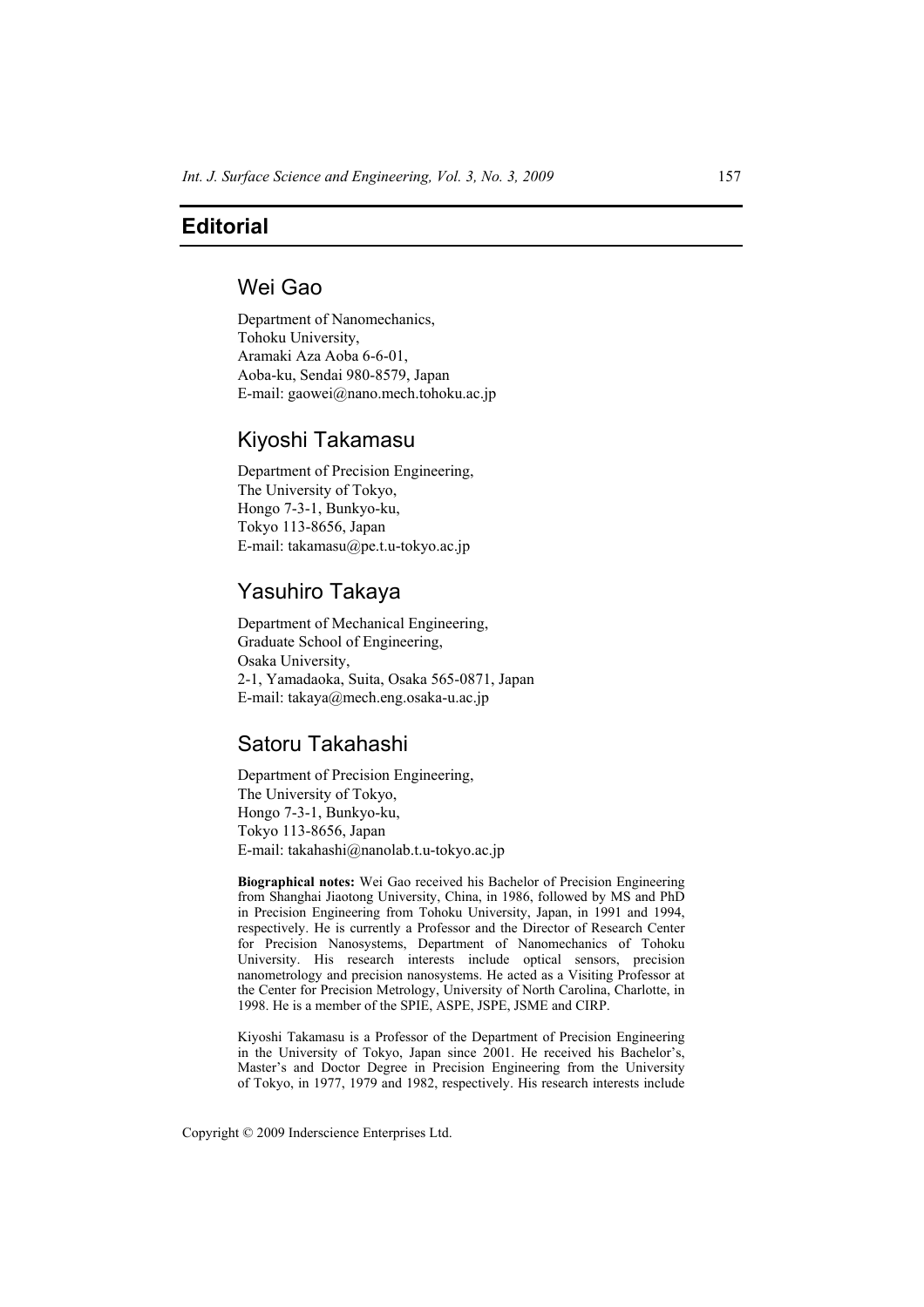# Editorial

## Wei Gao

Department of Nanomechanics,
Tohoku University,
Aramaki Aza Aoba 6-6-01,
Aoba-ku, Sendai 980-8579, Japan
E-mail: gaowei@nano.mech.tohoku.ac.jp

## Kiyoshi Takamasu

Department of Precision Engineering,
The University of Tokyo,
Hongo 7-3-1, Bunkyo-ku,
Tokyo 113-8656, Japan
E-mail: takamasu@pe.t.u-tokyo.ac.jp

## Yasuhiro Takaya

Department of Mechanical Engineering,
Graduate School of Engineering,
Osaka University,
2-1, Yamadaoka, Suita, Osaka 565-0871, Japan
E-mail: takaya@mech.eng.osaka-u.ac.jp

## Satoru Takahashi

Department of Precision Engineering,
The University of Tokyo,
Hongo 7-3-1, Bunkyo-ku,
Tokyo 113-8656, Japan
E-mail: takahashi@nanolab.t.u-tokyo.ac.jp

**Biographical notes:** Wei Gao received his Bachelor of Precision Engineering from Shanghai Jiaotong University, China, in 1986, followed by MS and PhD in Precision Engineering from Tohoku University, Japan, in 1991 and 1994, respectively. He is currently a Professor and the Director of Research Center for Precision Nanosystems, Department of Nanomechanics of Tohoku University. His research interests include optical sensors, precision nanometrology and precision nanosystems. He acted as a Visiting Professor at the Center for Precision Metrology, University of North Carolina, Charlotte, in 1998. He is a member of the SPIE, ASPE, JSPE, JSME and CIRP.

Kiyoshi Takamasu is a Professor of the Department of Precision Engineering in the University of Tokyo, Japan since 2001. He received his Bachelor's, Master's and Doctor Degree in Precision Engineering from the University of Tokyo, in 1977, 1979 and 1982, respectively. His research interests include

Copyright © 2009 Inderscience Enterprises Ltd.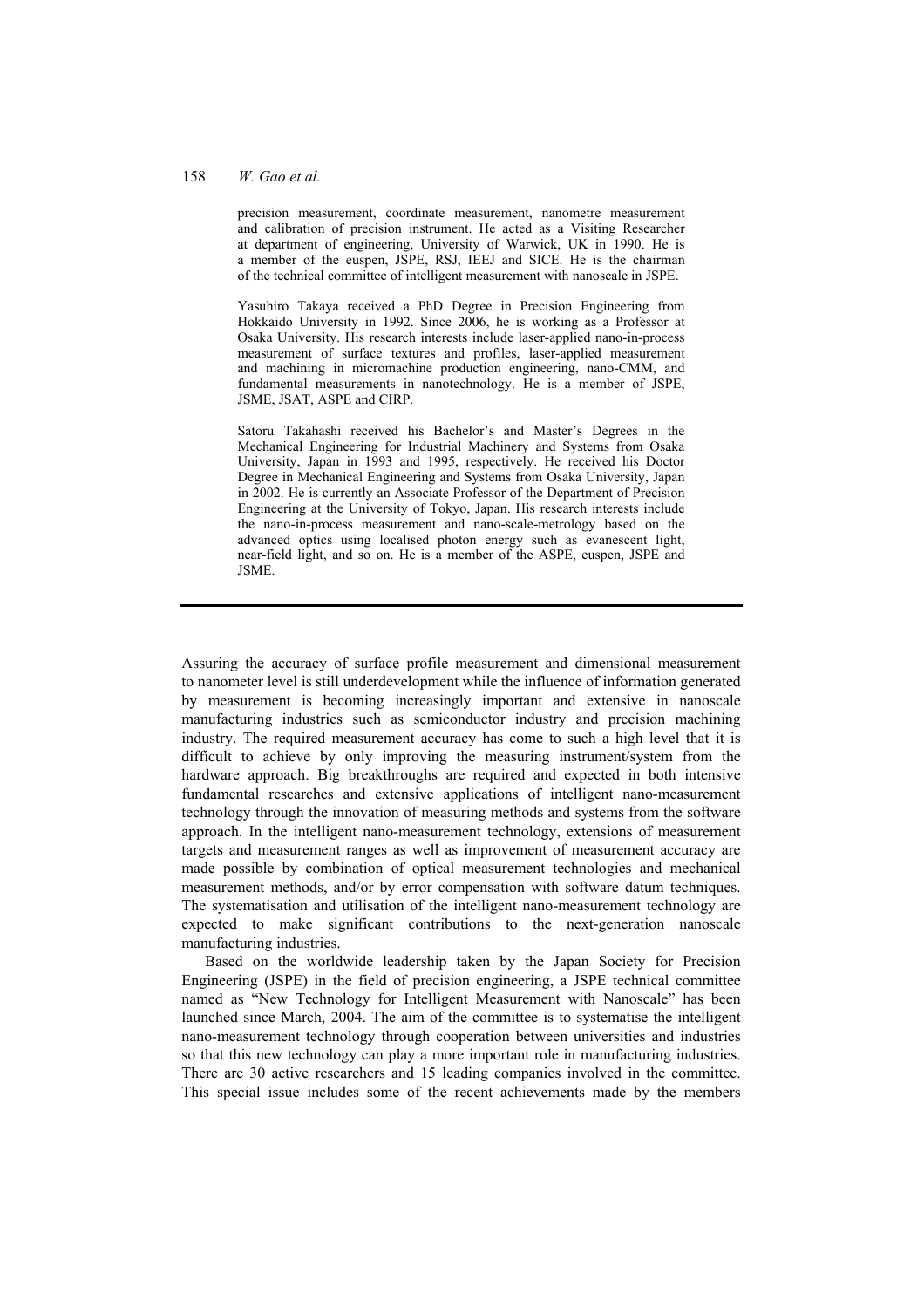precision measurement, coordinate measurement, nanometre measurement and calibration of precision instrument. He acted as a Visiting Researcher at department of engineering, University of Warwick, UK in 1990. He is a member of the euspen, JSPE, RSJ, IEEJ and SICE. He is the chairman of the technical committee of intelligent measurement with nanoscale in JSPE.

Yasuhiro Takaya received a PhD Degree in Precision Engineering from Hokkaido University in 1992. Since 2006, he is working as a Professor at Osaka University. His research interests include laser-applied nano-in-process measurement of surface textures and profiles, laser-applied measurement and machining in micromachine production engineering, nano-CMM, and fundamental measurements in nanotechnology. He is a member of JSPE, JSME, JSAT, ASPE and CIRP.

Satoru Takahashi received his Bachelor's and Master's Degrees in the Mechanical Engineering for Industrial Machinery and Systems from Osaka University, Japan in 1993 and 1995, respectively. He received his Doctor Degree in Mechanical Engineering and Systems from Osaka University, Japan in 2002. He is currently an Associate Professor of the Department of Precision Engineering at the University of Tokyo, Japan. His research interests include the nano-in-process measurement and nano-scale-metrology based on the advanced optics using localised photon energy such as evanescent light, near-field light, and so on. He is a member of the ASPE, euspen, JSPE and JSME.

---

Assuring the accuracy of surface profile measurement and dimensional measurement to nanometer level is still underdevelopment while the influence of information generated by measurement is becoming increasingly important and extensive in nanoscale manufacturing industries such as semiconductor industry and precision machining industry. The required measurement accuracy has come to such a high level that it is difficult to achieve by only improving the measuring instrument/system from the hardware approach. Big breakthroughs are required and expected in both intensive fundamental researches and extensive applications of intelligent nano-measurement technology through the innovation of measuring methods and systems from the software approach. In the intelligent nano-measurement technology, extensions of measurement targets and measurement ranges as well as improvement of measurement accuracy are made possible by combination of optical measurement technologies and mechanical measurement methods, and/or by error compensation with software datum techniques. The systematisation and utilisation of the intelligent nano-measurement technology are expected to make significant contributions to the next-generation nanoscale manufacturing industries.

Based on the worldwide leadership taken by the Japan Society for Precision Engineering (JSPE) in the field of precision engineering, a JSPE technical committee named as "New Technology for Intelligent Measurement with Nanoscale" has been launched since March, 2004. The aim of the committee is to systematise the intelligent nano-measurement technology through cooperation between universities and industries so that this new technology can play a more important role in manufacturing industries. There are 30 active researchers and 15 leading companies involved in the committee. This special issue includes some of the recent achievements made by the members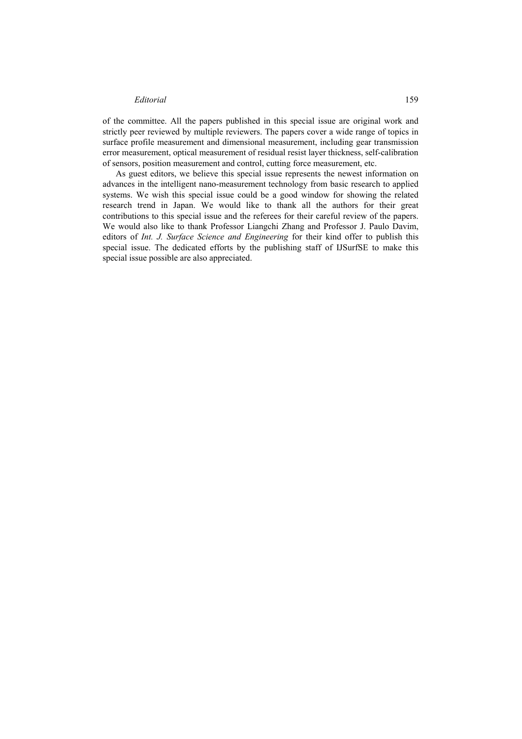of the committee. All the papers published in this special issue are original work and strictly peer reviewed by multiple reviewers. The papers cover a wide range of topics in surface profile measurement and dimensional measurement, including gear transmission error measurement, optical measurement of residual resist layer thickness, self-calibration of sensors, position measurement and control, cutting force measurement, etc.

As guest editors, we believe this special issue represents the newest information on advances in the intelligent nano-measurement technology from basic research to applied systems. We wish this special issue could be a good window for showing the related research trend in Japan. We would like to thank all the authors for their great contributions to this special issue and the referees for their careful review of the papers. We would also like to thank Professor Liangchi Zhang and Professor J. Paulo Davim, editors of *Int. J. Surface Science and Engineering* for their kind offer to publish this special issue. The dedicated efforts by the publishing staff of IJSurfSE to make this special issue possible are also appreciated.